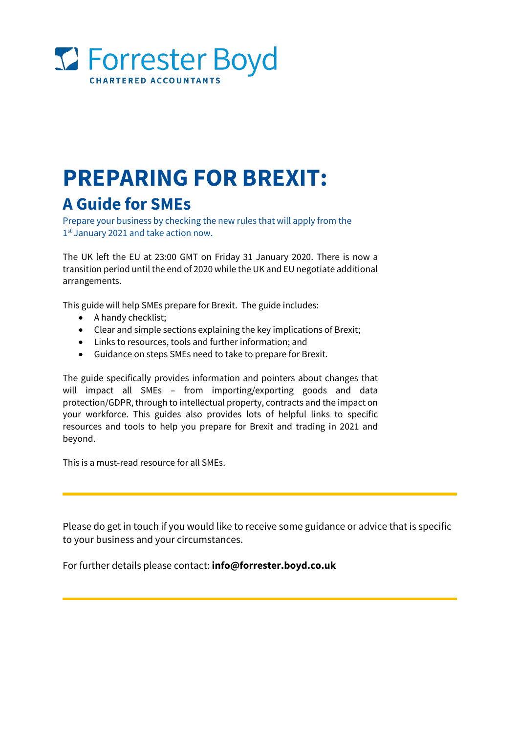Forrester Boyd

CHARTERED ACCOUNTANTS

# PREPARING FOR BREXIT:

## A Guide for SMEs

Prepare your business by checking the new rules that will apply from the 1st January 2021 and take action now.

The UK left the EU at 23:00 GMT on Friday 31 January 2020. There is now a transition period until the end of 2020 while the UK and EU negotiate additional arrangements.

This guide will help SMEs prepare for Brexit. The guide includes:

- A handy checklist;
- Clear and simple sections explaining the key implications of Brexit;
- Links to resources, tools and further information; and
- Guidance on steps SMEs need to take to prepare for Brexit.

The guide specifically provides information and pointers about changes that will impact all SMEs – from importing/exporting goods and data protection/GDPR, through to intellectual property, contracts and the impact on your workforce. This guides also provides lots of helpful links to specific resources and tools to help you prepare for Brexit and trading in 2021 and beyond.

This is a must-read resource for all SMEs.

---

Please do get in touch if you would like to receive some guidance or advice that is specific to your business and your circumstances.

For further details please contact: **info@forrester.boyd.co.uk**

---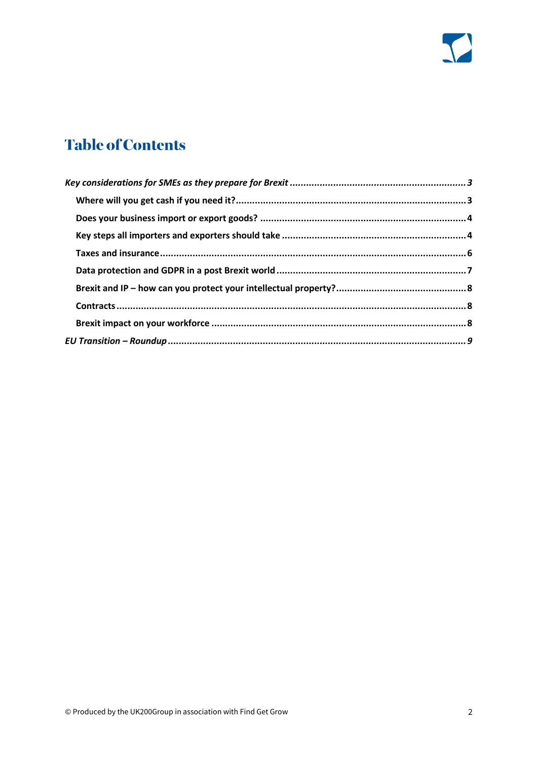# Table of Contents

*Key considerations for SMEs as they prepare for Brexit* ........ *3*

- **Where will you get cash if you need it?** ........ **3**
- **Does your business import or export goods?** ........ **4**
- **Key steps all importers and exporters should take** ........ **4**
- **Taxes and insurance** ........ **6**
- **Data protection and GDPR in a post Brexit world** ........ **7**
- **Brexit and IP – how can you protect your intellectual property?** ........ **8**
- **Contracts** ........ **8**
- **Brexit impact on your workforce** ........ **8**

*EU Transition – Roundup* ........ *9*

© Produced by the UK200Group in association with Find Get Grow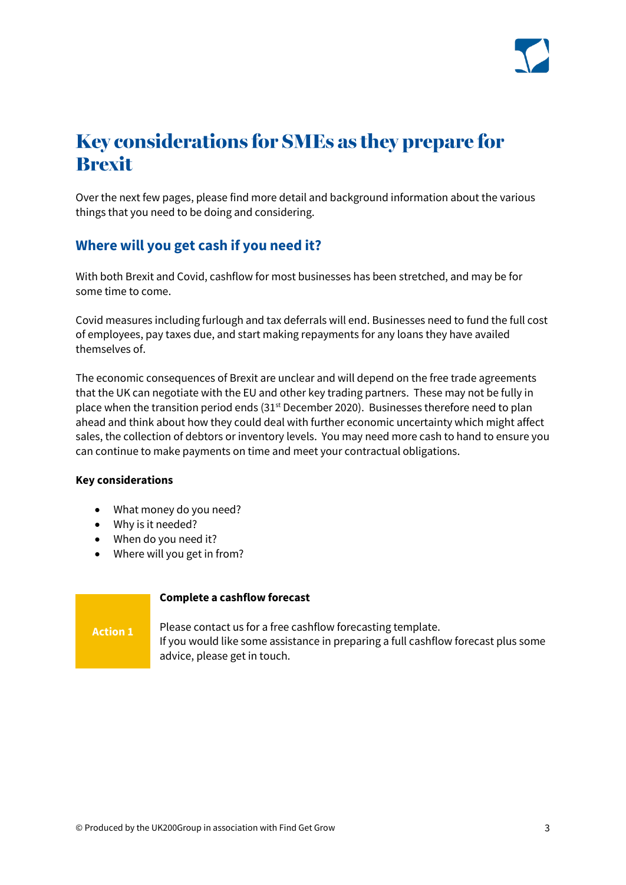# Key considerations for SMEs as they prepare for Brexit

Over the next few pages, please find more detail and background information about the various things that you need to be doing and considering.

## Where will you get cash if you need it?

With both Brexit and Covid, cashflow for most businesses has been stretched, and may be for some time to come.

Covid measures including furlough and tax deferrals will end. Businesses need to fund the full cost of employees, pay taxes due, and start making repayments for any loans they have availed themselves of.

The economic consequences of Brexit are unclear and will depend on the free trade agreements that the UK can negotiate with the EU and other key trading partners. These may not be fully in place when the transition period ends (31st December 2020). Businesses therefore need to plan ahead and think about how they could deal with further economic uncertainty which might affect sales, the collection of debtors or inventory levels. You may need more cash to hand to ensure you can continue to make payments on time and meet your contractual obligations.

**Key considerations**

- What money do you need?
- Why is it needed?
- When do you need it?
- Where will you get in from?

**Action 1**

**Complete a cashflow forecast**

Please contact us for a free cashflow forecasting template.
If you would like some assistance in preparing a full cashflow forecast plus some advice, please get in touch.

© Produced by the UK200Group in association with Find Get Grow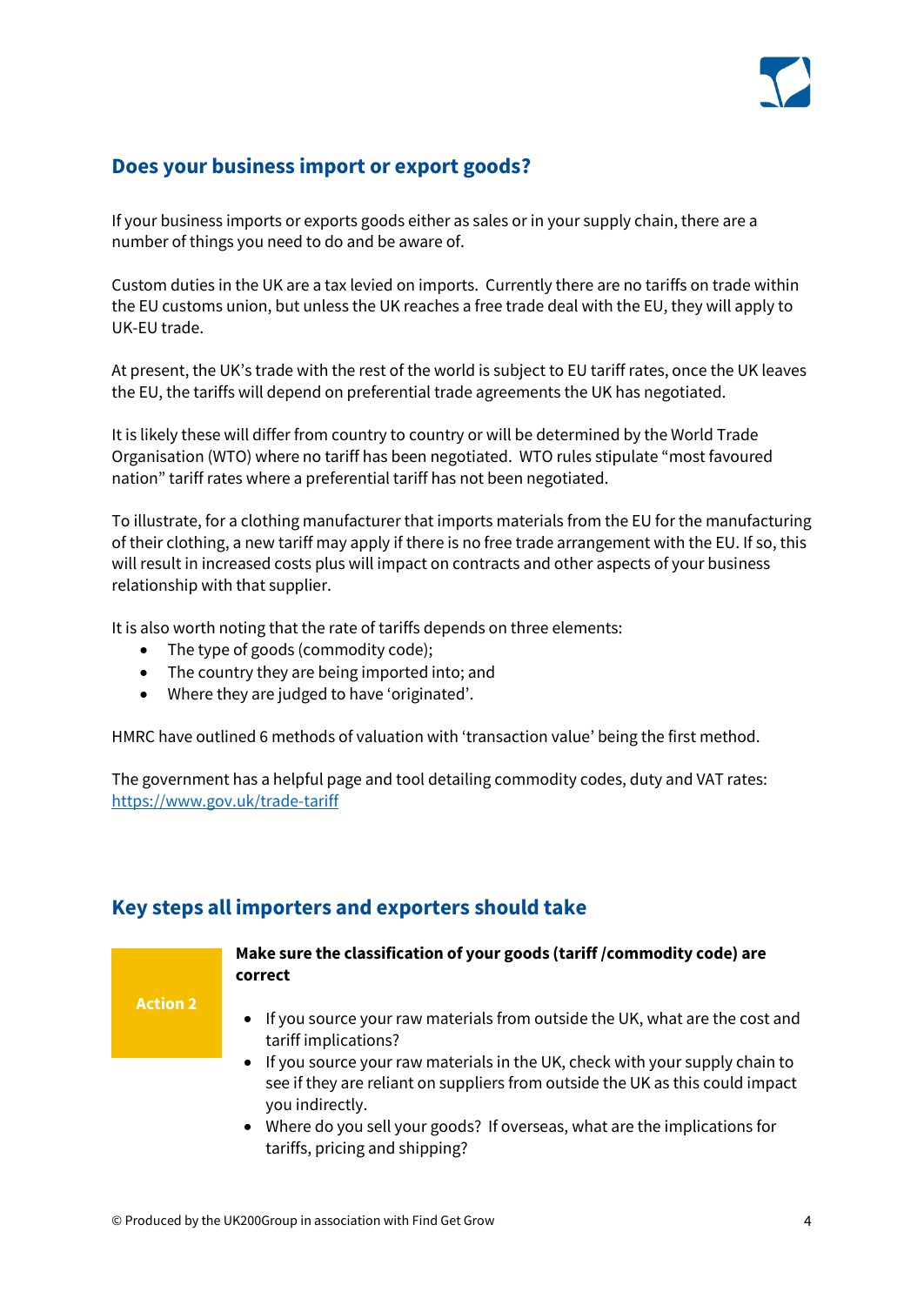## Does your business import or export goods?

If your business imports or exports goods either as sales or in your supply chain, there are a number of things you need to do and be aware of.

Custom duties in the UK are a tax levied on imports. Currently there are no tariffs on trade within the EU customs union, but unless the UK reaches a free trade deal with the EU, they will apply to UK-EU trade.

At present, the UK's trade with the rest of the world is subject to EU tariff rates, once the UK leaves the EU, the tariffs will depend on preferential trade agreements the UK has negotiated.

It is likely these will differ from country to country or will be determined by the World Trade Organisation (WTO) where no tariff has been negotiated. WTO rules stipulate "most favoured nation" tariff rates where a preferential tariff has not been negotiated.

To illustrate, for a clothing manufacturer that imports materials from the EU for the manufacturing of their clothing, a new tariff may apply if there is no free trade arrangement with the EU. If so, this will result in increased costs plus will impact on contracts and other aspects of your business relationship with that supplier.

It is also worth noting that the rate of tariffs depends on three elements:

- The type of goods (commodity code);
- The country they are being imported into; and
- Where they are judged to have 'originated'.

HMRC have outlined 6 methods of valuation with 'transaction value' being the first method.

The government has a helpful page and tool detailing commodity codes, duty and VAT rates: [https://www.gov.uk/trade-tariff](https://www.gov.uk/trade-tariff)

## Key steps all importers and exporters should take

**Action 2**

**Make sure the classification of your goods (tariff /commodity code) are correct**

- If you source your raw materials from outside the UK, what are the cost and tariff implications?
- If you source your raw materials in the UK, check with your supply chain to see if they are reliant on suppliers from outside the UK as this could impact you indirectly.
- Where do you sell your goods? If overseas, what are the implications for tariffs, pricing and shipping?

© Produced by the UK200Group in association with Find Get Grow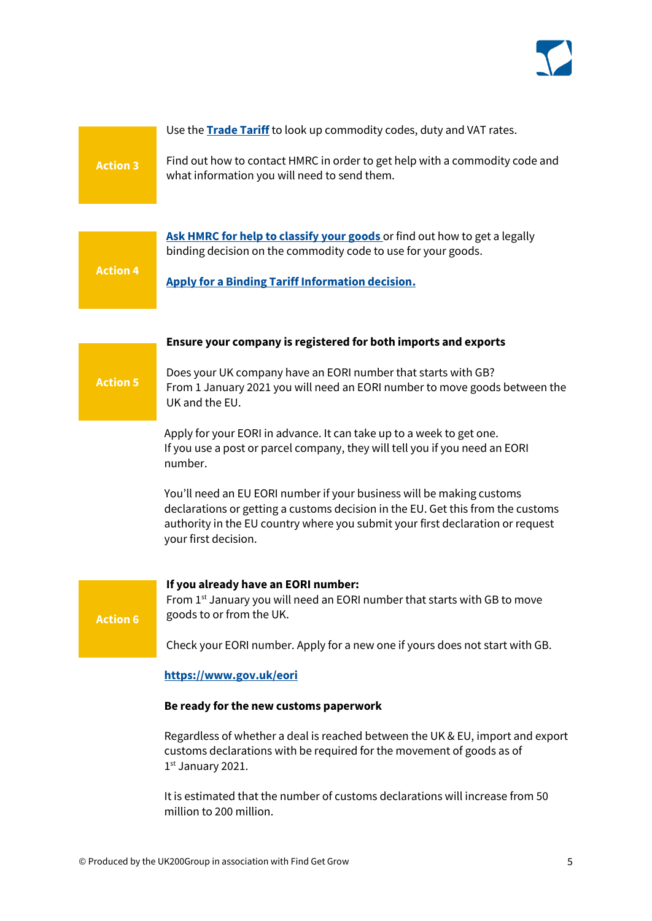**Action 3**

Use the **Trade Tariff** to look up commodity codes, duty and VAT rates.

Find out how to contact HMRC in order to get help with a commodity code and what information you will need to send them.

**Action 4**

**Ask HMRC for help to classify your goods** or find out how to get a legally binding decision on the commodity code to use for your goods.

**Apply for a Binding Tariff Information decision.**

**Action 5**

**Ensure your company is registered for both imports and exports**

Does your UK company have an EORI number that starts with GB?
From 1 January 2021 you will need an EORI number to move goods between the UK and the EU.

Apply for your EORI in advance. It can take up to a week to get one.
If you use a post or parcel company, they will tell you if you need an EORI number.

You'll need an EU EORI number if your business will be making customs declarations or getting a customs decision in the EU. Get this from the customs authority in the EU country where you submit your first declaration or request your first decision.

**Action 6**

**If you already have an EORI number:**
From 1st January you will need an EORI number that starts with GB to move goods to or from the UK.

Check your EORI number. Apply for a new one if yours does not start with GB.

**https://www.gov.uk/eori**

**Be ready for the new customs paperwork**

Regardless of whether a deal is reached between the UK & EU, import and export customs declarations with be required for the movement of goods as of 1st January 2021.

It is estimated that the number of customs declarations will increase from 50 million to 200 million.

© Produced by the UK200Group in association with Find Get Grow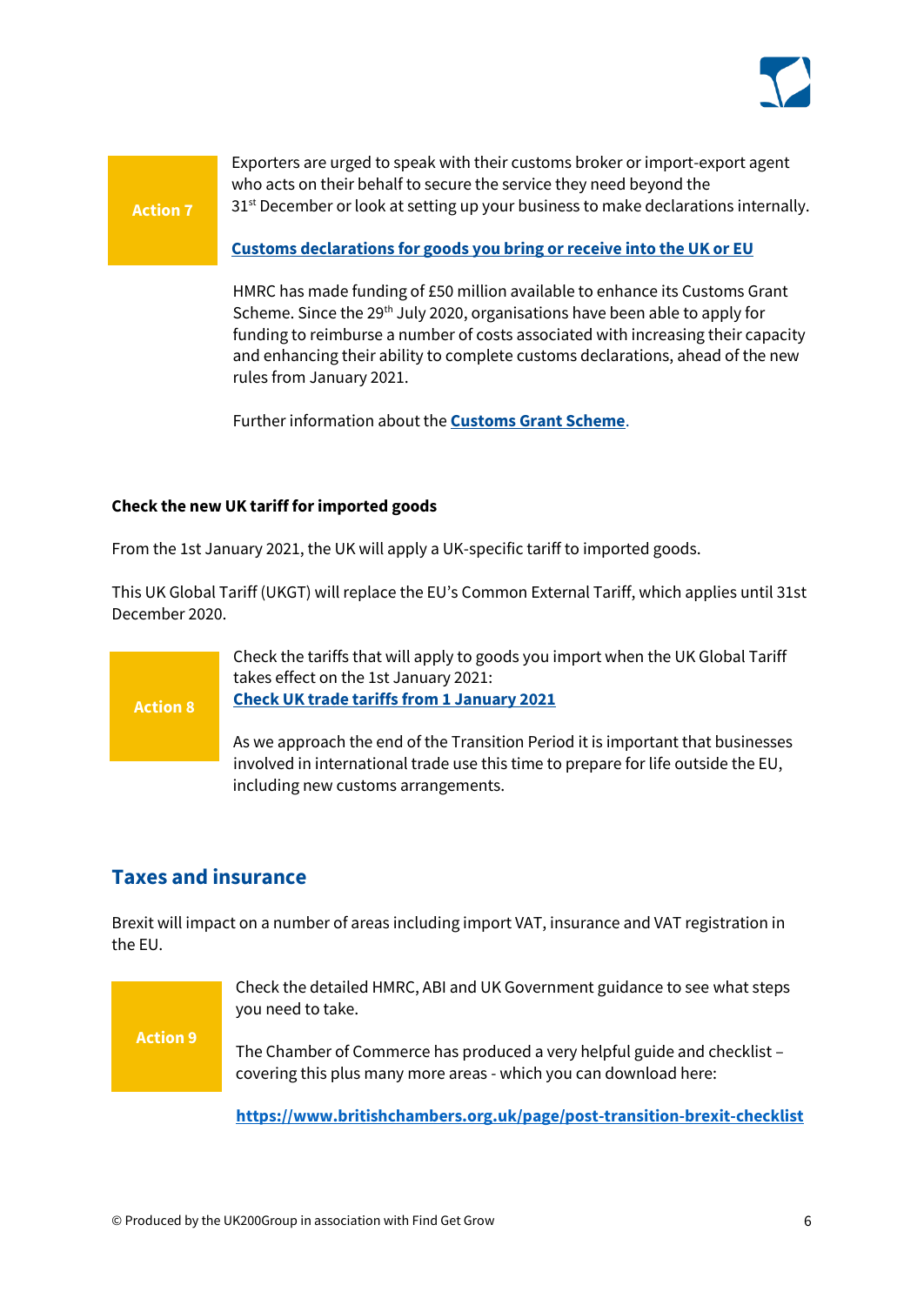**Action 7**

Exporters are urged to speak with their customs broker or import-export agent who acts on their behalf to secure the service they need beyond the 31st December or look at setting up your business to make declarations internally.

**Customs declarations for goods you bring or receive into the UK or EU**

HMRC has made funding of £50 million available to enhance its Customs Grant Scheme. Since the 29th July 2020, organisations have been able to apply for funding to reimburse a number of costs associated with increasing their capacity and enhancing their ability to complete customs declarations, ahead of the new rules from January 2021.

Further information about the **Customs Grant Scheme**.

**Check the new UK tariff for imported goods**

From the 1st January 2021, the UK will apply a UK-specific tariff to imported goods.

This UK Global Tariff (UKGT) will replace the EU's Common External Tariff, which applies until 31st December 2020.

**Action 8**

Check the tariffs that will apply to goods you import when the UK Global Tariff takes effect on the 1st January 2021:
**Check UK trade tariffs from 1 January 2021**

As we approach the end of the Transition Period it is important that businesses involved in international trade use this time to prepare for life outside the EU, including new customs arrangements.

## Taxes and insurance

Brexit will impact on a number of areas including import VAT, insurance and VAT registration in the EU.

**Action 9**

Check the detailed HMRC, ABI and UK Government guidance to see what steps you need to take.

The Chamber of Commerce has produced a very helpful guide and checklist – covering this plus many more areas - which you can download here:

**https://www.britishchambers.org.uk/page/post-transition-brexit-checklist**

© Produced by the UK200Group in association with Find Get Grow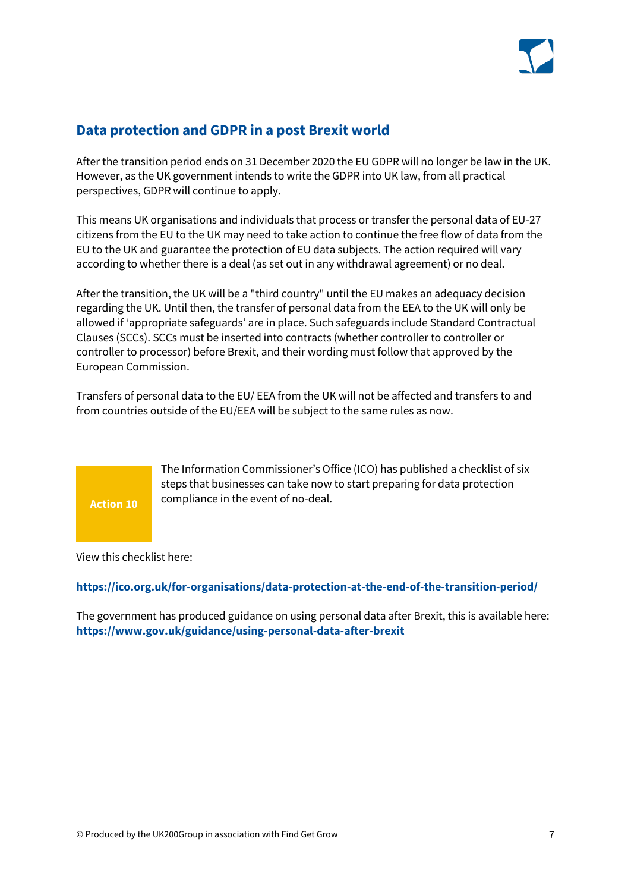## Data protection and GDPR in a post Brexit world

After the transition period ends on 31 December 2020 the EU GDPR will no longer be law in the UK. However, as the UK government intends to write the GDPR into UK law, from all practical perspectives, GDPR will continue to apply.

This means UK organisations and individuals that process or transfer the personal data of EU-27 citizens from the EU to the UK may need to take action to continue the free flow of data from the EU to the UK and guarantee the protection of EU data subjects. The action required will vary according to whether there is a deal (as set out in any withdrawal agreement) or no deal.

After the transition, the UK will be a "third country" until the EU makes an adequacy decision regarding the UK. Until then, the transfer of personal data from the EEA to the UK will only be allowed if 'appropriate safeguards' are in place. Such safeguards include Standard Contractual Clauses (SCCs). SCCs must be inserted into contracts (whether controller to controller or controller to processor) before Brexit, and their wording must follow that approved by the European Commission.

Transfers of personal data to the EU/ EEA from the UK will not be affected and transfers to and from countries outside of the EU/EEA will be subject to the same rules as now.

**Action 10**

The Information Commissioner's Office (ICO) has published a checklist of six steps that businesses can take now to start preparing for data protection compliance in the event of no-deal.

View this checklist here:

**https://ico.org.uk/for-organisations/data-protection-at-the-end-of-the-transition-period/**

The government has produced guidance on using personal data after Brexit, this is available here: **https://www.gov.uk/guidance/using-personal-data-after-brexit**

© Produced by the UK200Group in association with Find Get Grow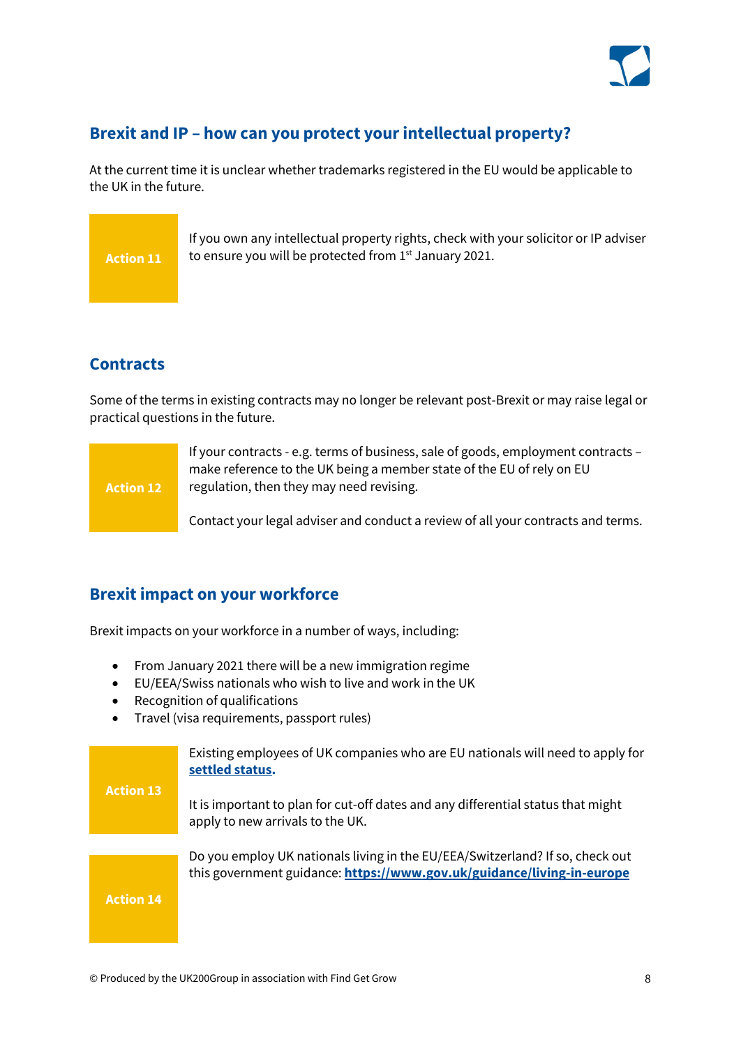## Brexit and IP – how can you protect your intellectual property?

At the current time it is unclear whether trademarks registered in the EU would be applicable to the UK in the future.

| Action 11 | If you own any intellectual property rights, check with your solicitor or IP adviser to ensure you will be protected from 1st January 2021. |
|---|---|

## Contracts

Some of the terms in existing contracts may no longer be relevant post-Brexit or may raise legal or practical questions in the future.

| Action 12 | If your contracts - e.g. terms of business, sale of goods, employment contracts – make reference to the UK being a member state of the EU of rely on EU regulation, then they may need revising. Contact your legal adviser and conduct a review of all your contracts and terms. |
|---|---|

## Brexit impact on your workforce

Brexit impacts on your workforce in a number of ways, including:

- From January 2021 there will be a new immigration regime
- EU/EEA/Swiss nationals who wish to live and work in the UK
- Recognition of qualifications
- Travel (visa requirements, passport rules)

| Action 13 | Existing employees of UK companies who are EU nationals will need to apply for **settled status**. It is important to plan for cut-off dates and any differential status that might apply to new arrivals to the UK. |
|---|---|
| Action 14 | Do you employ UK nationals living in the EU/EEA/Switzerland? If so, check out this government guidance: **https://www.gov.uk/guidance/living-in-europe** |

© Produced by the UK200Group in association with Find Get Grow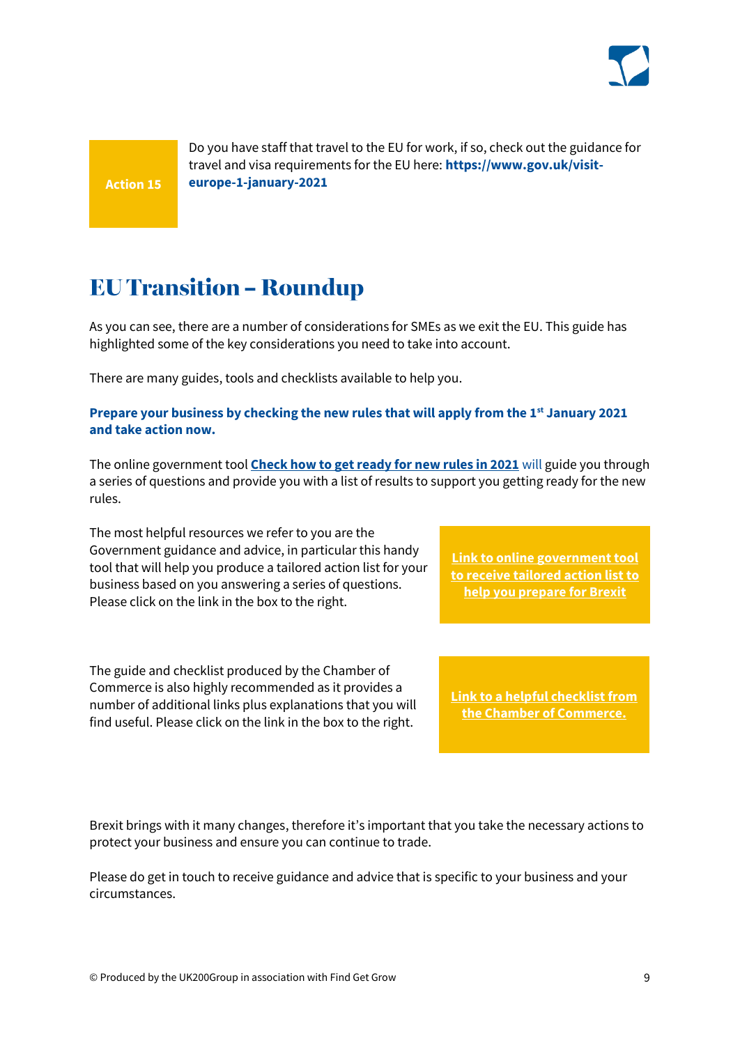**Action 15**

Do you have staff that travel to the EU for work, if so, check out the guidance for travel and visa requirements for the EU here: **https://www.gov.uk/visit-europe-1-january-2021**

# EU Transition – Roundup

As you can see, there are a number of considerations for SMEs as we exit the EU. This guide has highlighted some of the key considerations you need to take into account.

There are many guides, tools and checklists available to help you.

**Prepare your business by checking the new rules that will apply from the 1st January 2021 and take action now.**

The online government tool **Check how to get ready for new rules in 2021** will guide you through a series of questions and provide you with a list of results to support you getting ready for the new rules.

The most helpful resources we refer to you are the Government guidance and advice, in particular this handy tool that will help you produce a tailored action list for your business based on you answering a series of questions. Please click on the link in the box to the right.

**Link to online government tool to receive tailored action list to help you prepare for Brexit**

The guide and checklist produced by the Chamber of Commerce is also highly recommended as it provides a number of additional links plus explanations that you will find useful. Please click on the link in the box to the right.

**Link to a helpful checklist from the Chamber of Commerce.**

Brexit brings with it many changes, therefore it's important that you take the necessary actions to protect your business and ensure you can continue to trade.

Please do get in touch to receive guidance and advice that is specific to your business and your circumstances.

© Produced by the UK200Group in association with Find Get Grow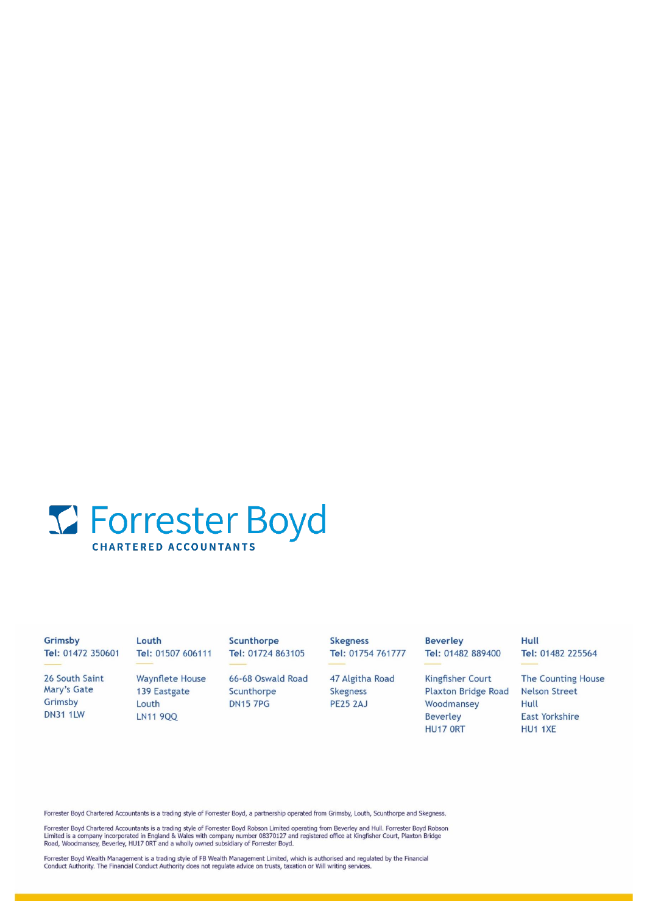Forrester Boyd

CHARTERED ACCOUNTANTS

**Grimsby**
**Tel:** 01472 350601

26 South Saint Mary's Gate
Grimsby
DN31 1LW

**Louth**
**Tel:** 01507 606111

Waynflete House
139 Eastgate
Louth
LN11 9QQ

**Scunthorpe**
**Tel:** 01724 863105

66-68 Oswald Road
Scunthorpe
DN15 7PG

**Skegness**
**Tel:** 01754 761777

47 Algitha Road
Skegness
PE25 2AJ

**Beverley**
**Tel:** 01482 889400

Kingfisher Court
Plaxton Bridge Road
Woodmansey
Beverley
HU17 0RT

**Hull**
**Tel:** 01482 225564

The Counting House
Nelson Street
Hull
East Yorkshire
HU1 1XE

Forrester Boyd Chartered Accountants is a trading style of Forrester Boyd, a partnership operated from Grimsby, Louth, Scunthorpe and Skegness.

Forrester Boyd Chartered Accountants is a trading style of Forrester Boyd Robson Limited operating from Beverley and Hull. Forrester Boyd Robson Limited is a company incorporated in England & Wales with company number 08370127 and registered office at Kingfisher Court, Plaxton Bridge Road, Woodmansey, Beverley, HU17 0RT and a wholly owned subsidiary of Forrester Boyd.

Forrester Boyd Wealth Management is a trading style of FB Wealth Management Limited, which is authorised and regulated by the Financial Conduct Authority. The Financial Conduct Authority does not regulate advice on trusts, taxation or Will writing services.